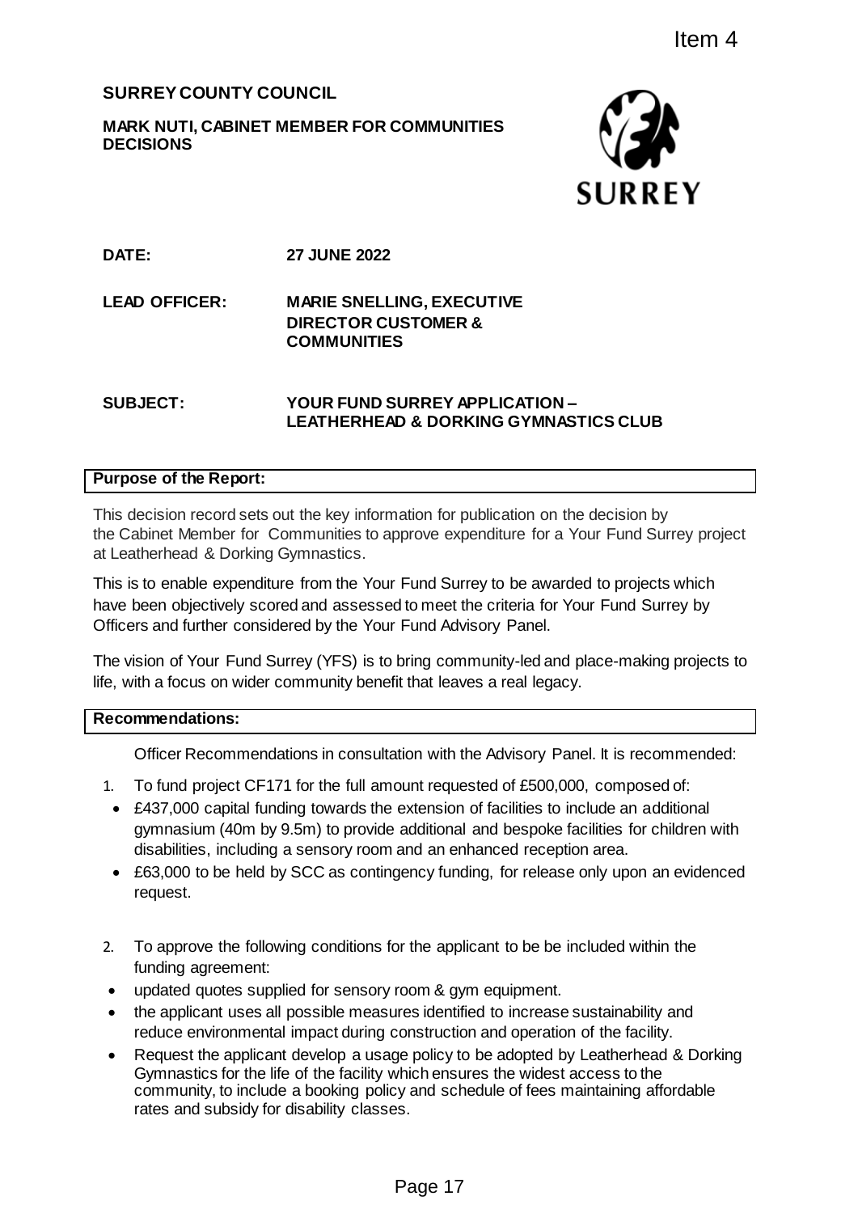Item 4

**SURREY COUNTY COUNCIL**

**MARK NUTI, CABINET MEMBER FOR COMMUNITIES DECISIONS**

**SURREY**

**DATE:** **27 JUNE 2022**

**LEAD OFFICER:** **MARIE SNELLING, EXECUTIVE DIRECTOR CUSTOMER & COMMUNITIES**

**SUBJECT:** **YOUR FUND SURREY APPLICATION – LEATHERHEAD & DORKING GYMNASTICS CLUB**

**Purpose of the Report:**

This decision record sets out the key information for publication on the decision by the Cabinet Member for Communities to approve expenditure for a Your Fund Surrey project at Leatherhead & Dorking Gymnastics.

This is to enable expenditure from the Your Fund Surrey to be awarded to projects which have been objectively scored and assessed to meet the criteria for Your Fund Surrey by Officers and further considered by the Your Fund Advisory Panel.

The vision of Your Fund Surrey (YFS) is to bring community-led and place-making projects to life, with a focus on wider community benefit that leaves a real legacy.

**Recommendations:**

Officer Recommendations in consultation with the Advisory Panel. It is recommended:

1. To fund project CF171 for the full amount requested of £500,000, composed of:
   - £437,000 capital funding towards the extension of facilities to include an additional gymnasium (40m by 9.5m) to provide additional and bespoke facilities for children with disabilities, including a sensory room and an enhanced reception area.
   - £63,000 to be held by SCC as contingency funding, for release only upon an evidenced request.

2. To approve the following conditions for the applicant to be be included within the funding agreement:
   - updated quotes supplied for sensory room & gym equipment.
   - the applicant uses all possible measures identified to increase sustainability and reduce environmental impact during construction and operation of the facility.
   - Request the applicant develop a usage policy to be adopted by Leatherhead & Dorking Gymnastics for the life of the facility which ensures the widest access to the community, to include a booking policy and schedule of fees maintaining affordable rates and subsidy for disability classes.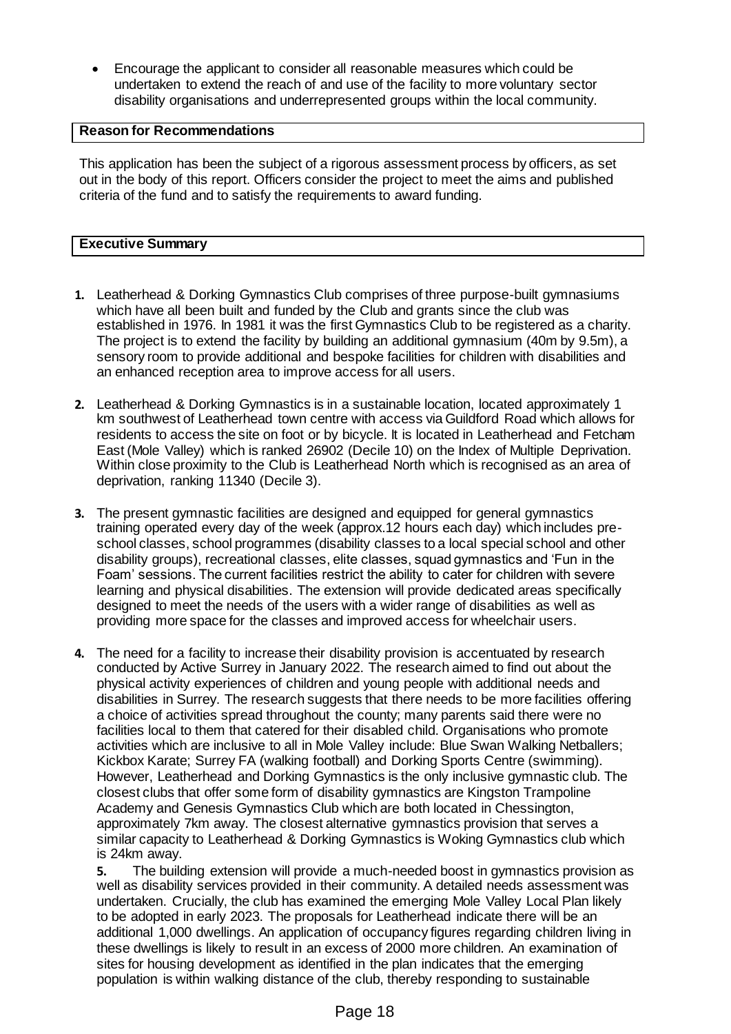- Encourage the applicant to consider all reasonable measures which could be undertaken to extend the reach of and use of the facility to more voluntary sector disability organisations and underrepresented groups within the local community.

## Reason for Recommendations

This application has been the subject of a rigorous assessment process by officers, as set out in the body of this report. Officers consider the project to meet the aims and published criteria of the fund and to satisfy the requirements to award funding.

## Executive Summary

1. Leatherhead & Dorking Gymnastics Club comprises of three purpose-built gymnasiums which have all been built and funded by the Club and grants since the club was established in 1976. In 1981 it was the first Gymnastics Club to be registered as a charity. The project is to extend the facility by building an additional gymnasium (40m by 9.5m), a sensory room to provide additional and bespoke facilities for children with disabilities and an enhanced reception area to improve access for all users.

2. Leatherhead & Dorking Gymnastics is in a sustainable location, located approximately 1 km southwest of Leatherhead town centre with access via Guildford Road which allows for residents to access the site on foot or by bicycle. It is located in Leatherhead and Fetcham East (Mole Valley) which is ranked 26902 (Decile 10) on the Index of Multiple Deprivation. Within close proximity to the Club is Leatherhead North which is recognised as an area of deprivation, ranking 11340 (Decile 3).

3. The present gymnastic facilities are designed and equipped for general gymnastics training operated every day of the week (approx.12 hours each day) which includes pre-school classes, school programmes (disability classes to a local special school and other disability groups), recreational classes, elite classes, squad gymnastics and 'Fun in the Foam' sessions. The current facilities restrict the ability to cater for children with severe learning and physical disabilities. The extension will provide dedicated areas specifically designed to meet the needs of the users with a wider range of disabilities as well as providing more space for the classes and improved access for wheelchair users.

4. The need for a facility to increase their disability provision is accentuated by research conducted by Active Surrey in January 2022. The research aimed to find out about the physical activity experiences of children and young people with additional needs and disabilities in Surrey. The research suggests that there needs to be more facilities offering a choice of activities spread throughout the county; many parents said there were no facilities local to them that catered for their disabled child. Organisations who promote activities which are inclusive to all in Mole Valley include: Blue Swan Walking Netballers; Kickbox Karate; Surrey FA (walking football) and Dorking Sports Centre (swimming). However, Leatherhead and Dorking Gymnastics is the only inclusive gymnastic club. The closest clubs that offer some form of disability gymnastics are Kingston Trampoline Academy and Genesis Gymnastics Club which are both located in Chessington, approximately 7km away. The closest alternative gymnastics provision that serves a similar capacity to Leatherhead & Dorking Gymnastics is Woking Gymnastics club which is 24km away.

5. The building extension will provide a much-needed boost in gymnastics provision as well as disability services provided in their community. A detailed needs assessment was undertaken. Crucially, the club has examined the emerging Mole Valley Local Plan likely to be adopted in early 2023. The proposals for Leatherhead indicate there will be an additional 1,000 dwellings. An application of occupancy figures regarding children living in these dwellings is likely to result in an excess of 2000 more children. An examination of sites for housing development as identified in the plan indicates that the emerging population is within walking distance of the club, thereby responding to sustainable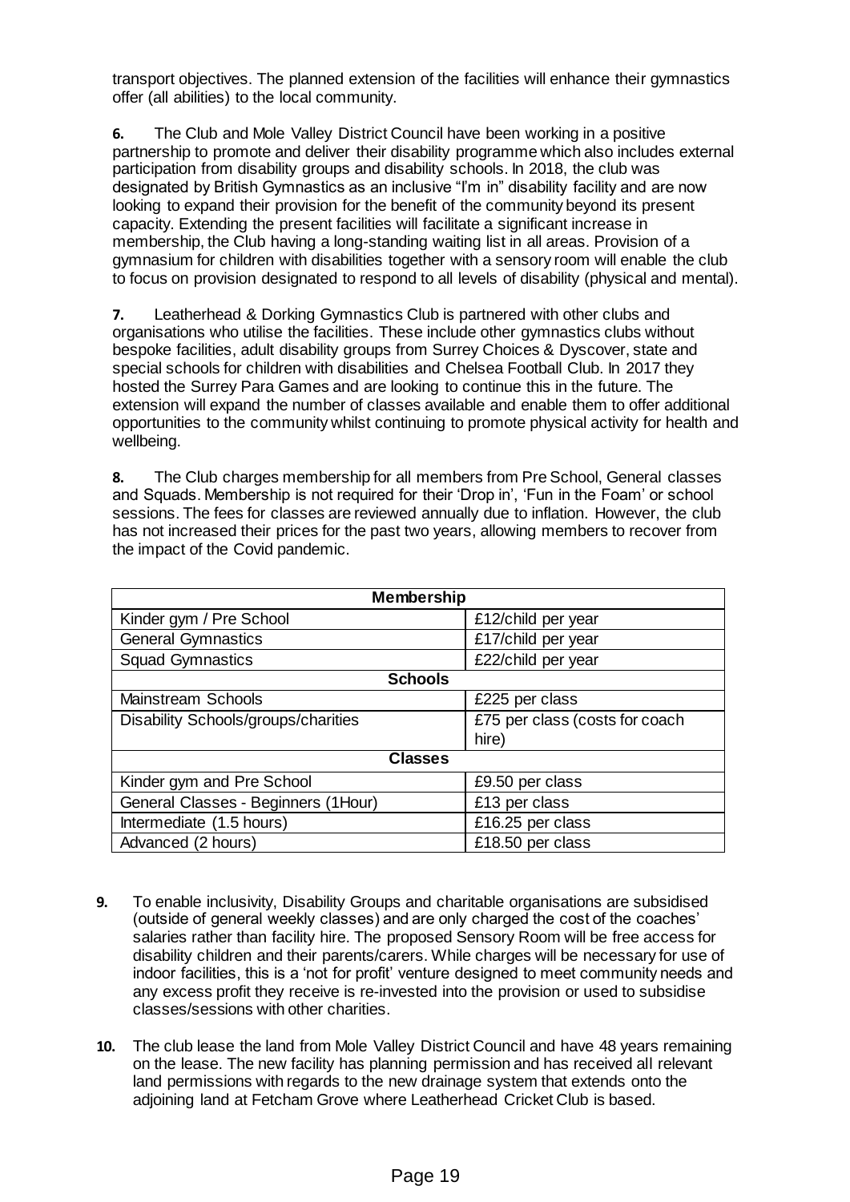transport objectives. The planned extension of the facilities will enhance their gymnastics offer (all abilities) to the local community.

**6.** The Club and Mole Valley District Council have been working in a positive partnership to promote and deliver their disability programme which also includes external participation from disability groups and disability schools. In 2018, the club was designated by British Gymnastics as an inclusive "I'm in" disability facility and are now looking to expand their provision for the benefit of the community beyond its present capacity. Extending the present facilities will facilitate a significant increase in membership, the Club having a long-standing waiting list in all areas. Provision of a gymnasium for children with disabilities together with a sensory room will enable the club to focus on provision designated to respond to all levels of disability (physical and mental).

**7.** Leatherhead & Dorking Gymnastics Club is partnered with other clubs and organisations who utilise the facilities. These include other gymnastics clubs without bespoke facilities, adult disability groups from Surrey Choices & Dyscover, state and special schools for children with disabilities and Chelsea Football Club. In 2017 they hosted the Surrey Para Games and are looking to continue this in the future. The extension will expand the number of classes available and enable them to offer additional opportunities to the community whilst continuing to promote physical activity for health and wellbeing.

**8.** The Club charges membership for all members from Pre School, General classes and Squads. Membership is not required for their 'Drop in', 'Fun in the Foam' or school sessions. The fees for classes are reviewed annually due to inflation. However, the club has not increased their prices for the past two years, allowing members to recover from the impact of the Covid pandemic.

| **Membership** | |
|---|---|
| Kinder gym / Pre School | £12/child per year |
| General Gymnastics | £17/child per year |
| Squad Gymnastics | £22/child per year |
| **Schools** | |
| Mainstream Schools | £225 per class |
| Disability Schools/groups/charities | £75 per class (costs for coach hire) |
| **Classes** | |
| Kinder gym and Pre School | £9.50 per class |
| General Classes - Beginners (1Hour) | £13 per class |
| Intermediate (1.5 hours) | £16.25 per class |
| Advanced (2 hours) | £18.50 per class |

**9.** To enable inclusivity, Disability Groups and charitable organisations are subsidised (outside of general weekly classes) and are only charged the cost of the coaches' salaries rather than facility hire. The proposed Sensory Room will be free access for disability children and their parents/carers. While charges will be necessary for use of indoor facilities, this is a 'not for profit' venture designed to meet community needs and any excess profit they receive is re-invested into the provision or used to subsidise classes/sessions with other charities.

**10.** The club lease the land from Mole Valley District Council and have 48 years remaining on the lease. The new facility has planning permission and has received all relevant land permissions with regards to the new drainage system that extends onto the adjoining land at Fetcham Grove where Leatherhead Cricket Club is based.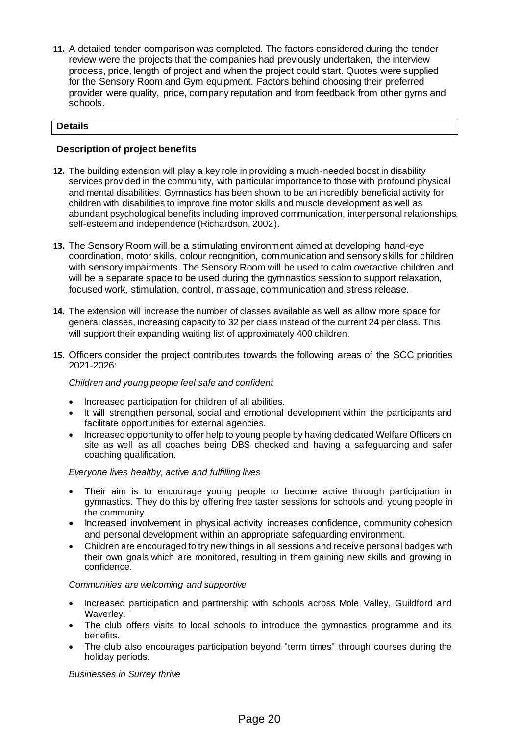11. A detailed tender comparison was completed. The factors considered during the tender review were the projects that the companies had previously undertaken, the interview process, price, length of project and when the project could start. Quotes were supplied for the Sensory Room and Gym equipment. Factors behind choosing their preferred provider were quality, price, company reputation and from feedback from other gyms and schools.

## Details

### Description of project benefits

12. The building extension will play a key role in providing a much-needed boost in disability services provided in the community, with particular importance to those with profound physical and mental disabilities. Gymnastics has been shown to be an incredibly beneficial activity for children with disabilities to improve fine motor skills and muscle development as well as abundant psychological benefits including improved communication, interpersonal relationships, self-esteem and independence (Richardson, 2002).

13. The Sensory Room will be a stimulating environment aimed at developing hand-eye coordination, motor skills, colour recognition, communication and sensory skills for children with sensory impairments. The Sensory Room will be used to calm overactive children and will be a separate space to be used during the gymnastics session to support relaxation, focused work, stimulation, control, massage, communication and stress release.

14. The extension will increase the number of classes available as well as allow more space for general classes, increasing capacity to 32 per class instead of the current 24 per class. This will support their expanding waiting list of approximately 400 children.

15. Officers consider the project contributes towards the following areas of the SCC priorities 2021-2026:

*Children and young people feel safe and confident*

- Increased participation for children of all abilities.
- It will strengthen personal, social and emotional development within the participants and facilitate opportunities for external agencies.
- Increased opportunity to offer help to young people by having dedicated Welfare Officers on site as well as all coaches being DBS checked and having a safeguarding and safer coaching qualification.

*Everyone lives healthy, active and fulfilling lives*

- Their aim is to encourage young people to become active through participation in gymnastics. They do this by offering free taster sessions for schools and young people in the community.
- Increased involvement in physical activity increases confidence, community cohesion and personal development within an appropriate safeguarding environment.
- Children are encouraged to try new things in all sessions and receive personal badges with their own goals which are monitored, resulting in them gaining new skills and growing in confidence.

*Communities are welcoming and supportive*

- Increased participation and partnership with schools across Mole Valley, Guildford and Waverley.
- The club offers visits to local schools to introduce the gymnastics programme and its benefits.
- The club also encourages participation beyond "term times" through courses during the holiday periods.

*Businesses in Surrey thrive*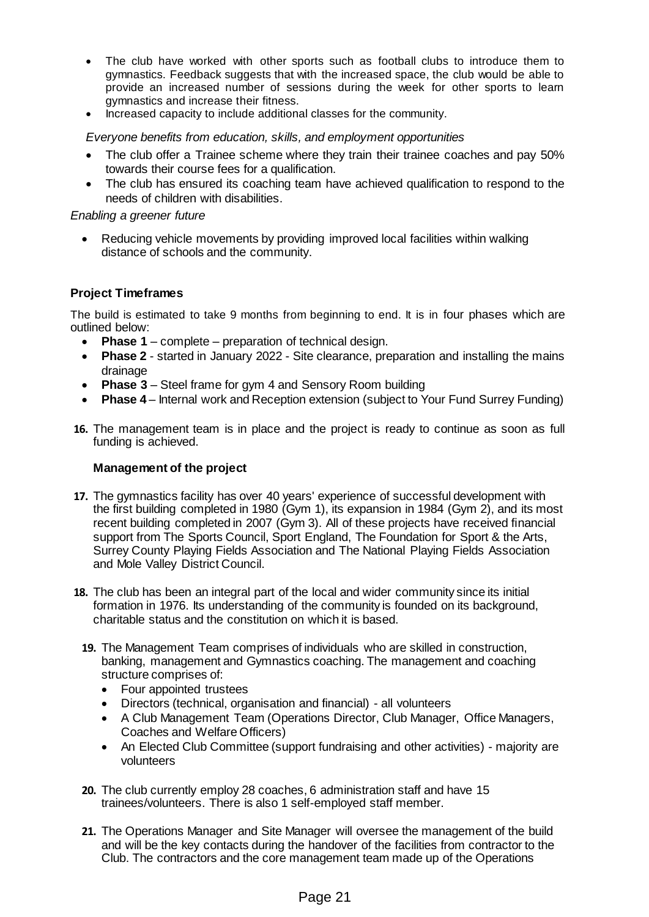- The club have worked with other sports such as football clubs to introduce them to gymnastics. Feedback suggests that with the increased space, the club would be able to provide an increased number of sessions during the week for other sports to learn gymnastics and increase their fitness.
- Increased capacity to include additional classes for the community.

*Everyone benefits from education, skills, and employment opportunities*

- The club offer a Trainee scheme where they train their trainee coaches and pay 50% towards their course fees for a qualification.
- The club has ensured its coaching team have achieved qualification to respond to the needs of children with disabilities.

*Enabling a greener future*

- Reducing vehicle movements by providing improved local facilities within walking distance of schools and the community.

**Project Timeframes**

The build is estimated to take 9 months from beginning to end. It is in four phases which are outlined below:

- **Phase 1** – complete – preparation of technical design.
- **Phase 2** - started in January 2022 - Site clearance, preparation and installing the mains drainage
- **Phase 3** – Steel frame for gym 4 and Sensory Room building
- **Phase 4** – Internal work and Reception extension (subject to Your Fund Surrey Funding)

**16.** The management team is in place and the project is ready to continue as soon as full funding is achieved.

**Management of the project**

**17.** The gymnastics facility has over 40 years' experience of successful development with the first building completed in 1980 (Gym 1), its expansion in 1984 (Gym 2), and its most recent building completed in 2007 (Gym 3). All of these projects have received financial support from The Sports Council, Sport England, The Foundation for Sport & the Arts, Surrey County Playing Fields Association and The National Playing Fields Association and Mole Valley District Council.

**18.** The club has been an integral part of the local and wider community since its initial formation in 1976. Its understanding of the community is founded on its background, charitable status and the constitution on which it is based.

**19.** The Management Team comprises of individuals who are skilled in construction, banking, management and Gymnastics coaching. The management and coaching structure comprises of:

- Four appointed trustees
- Directors (technical, organisation and financial) - all volunteers
- A Club Management Team (Operations Director, Club Manager, Office Managers, Coaches and Welfare Officers)
- An Elected Club Committee (support fundraising and other activities) - majority are volunteers

**20.** The club currently employ 28 coaches, 6 administration staff and have 15 trainees/volunteers. There is also 1 self-employed staff member.

**21.** The Operations Manager and Site Manager will oversee the management of the build and will be the key contacts during the handover of the facilities from contractor to the Club. The contractors and the core management team made up of the Operations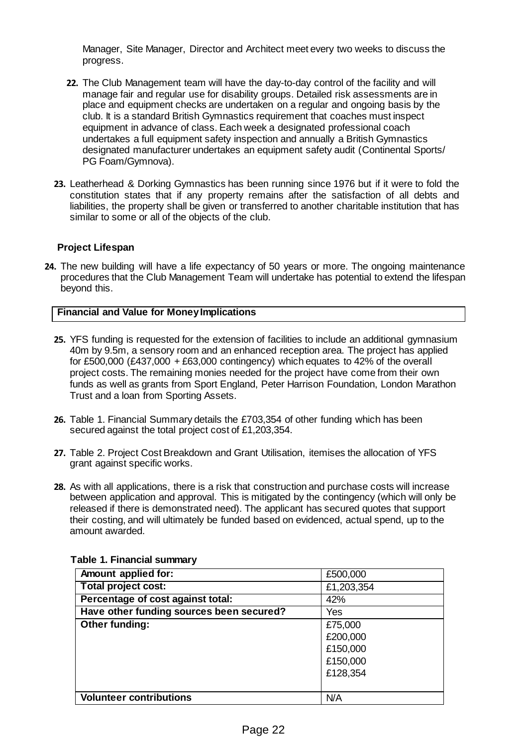Manager, Site Manager, Director and Architect meet every two weeks to discuss the progress.

22. The Club Management team will have the day-to-day control of the facility and will manage fair and regular use for disability groups. Detailed risk assessments are in place and equipment checks are undertaken on a regular and ongoing basis by the club. It is a standard British Gymnastics requirement that coaches must inspect equipment in advance of class. Each week a designated professional coach undertakes a full equipment safety inspection and annually a British Gymnastics designated manufacturer undertakes an equipment safety audit (Continental Sports/ PG Foam/Gymnova).

23. Leatherhead & Dorking Gymnastics has been running since 1976 but if it were to fold the constitution states that if any property remains after the satisfaction of all debts and liabilities, the property shall be given or transferred to another charitable institution that has similar to some or all of the objects of the club.

**Project Lifespan**

24. The new building will have a life expectancy of 50 years or more. The ongoing maintenance procedures that the Club Management Team will undertake has potential to extend the lifespan beyond this.

**Financial and Value for Money Implications**

25. YFS funding is requested for the extension of facilities to include an additional gymnasium 40m by 9.5m, a sensory room and an enhanced reception area. The project has applied for £500,000 (£437,000 + £63,000 contingency) which equates to 42% of the overall project costs. The remaining monies needed for the project have come from their own funds as well as grants from Sport England, Peter Harrison Foundation, London Marathon Trust and a loan from Sporting Assets.

26. Table 1. Financial Summary details the £703,354 of other funding which has been secured against the total project cost of £1,203,354.

27. Table 2. Project Cost Breakdown and Grant Utilisation, itemises the allocation of YFS grant against specific works.

28. As with all applications, there is a risk that construction and purchase costs will increase between application and approval. This is mitigated by the contingency (which will only be released if there is demonstrated need). The applicant has secured quotes that support their costing, and will ultimately be funded based on evidenced, actual spend, up to the amount awarded.

**Table 1. Financial summary**

| | |
|---|---|
| **Amount applied for:** | £500,000 |
| **Total project cost:** | £1,203,354 |
| **Percentage of cost against total:** | 42% |
| **Have other funding sources been secured?** | Yes |
| **Other funding:** | £75,000<br>£200,000<br>£150,000<br>£150,000<br>£128,354 |
| **Volunteer contributions** | N/A |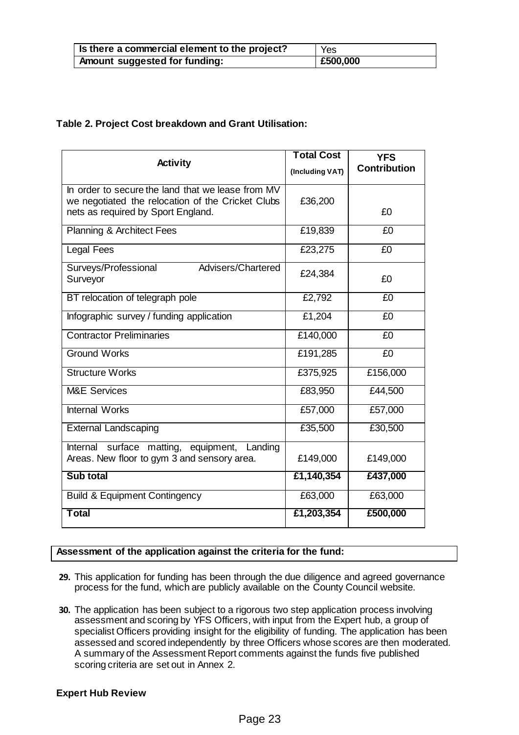| Is there a commercial element to the project? | Yes |
| --- | --- |
| Amount suggested for funding: | £500,000 |

**Table 2. Project Cost breakdown and Grant Utilisation:**

| Activity | Total Cost (Including VAT) | YFS Contribution |
| --- | --- | --- |
| In order to secure the land that we lease from MV we negotiated the relocation of the Cricket Clubs nets as required by Sport England. | £36,200 | £0 |
| Planning & Architect Fees | £19,839 | £0 |
| Legal Fees | £23,275 | £0 |
| Surveys/Professional Advisers/Chartered Surveyor | £24,384 | £0 |
| BT relocation of telegraph pole | £2,792 | £0 |
| Infographic survey / funding application | £1,204 | £0 |
| Contractor Preliminaries | £140,000 | £0 |
| Ground Works | £191,285 | £0 |
| Structure Works | £375,925 | £156,000 |
| M&E Services | £83,950 | £44,500 |
| Internal Works | £57,000 | £57,000 |
| External Landscaping | £35,500 | £30,500 |
| Internal surface matting, equipment, Landing Areas. New floor to gym 3 and sensory area. | £149,000 | £149,000 |
| **Sub total** | **£1,140,354** | **£437,000** |
| Build & Equipment Contingency | £63,000 | £63,000 |
| **Total** | **£1,203,354** | **£500,000** |

**Assessment of the application against the criteria for the fund:**

**29.** This application for funding has been through the due diligence and agreed governance process for the fund, which are publicly available on the County Council website.

**30.** The application has been subject to a rigorous two step application process involving assessment and scoring by YFS Officers, with input from the Expert hub, a group of specialist Officers providing insight for the eligibility of funding. The application has been assessed and scored independently by three Officers whose scores are then moderated. A summary of the Assessment Report comments against the funds five published scoring criteria are set out in Annex 2.

**Expert Hub Review**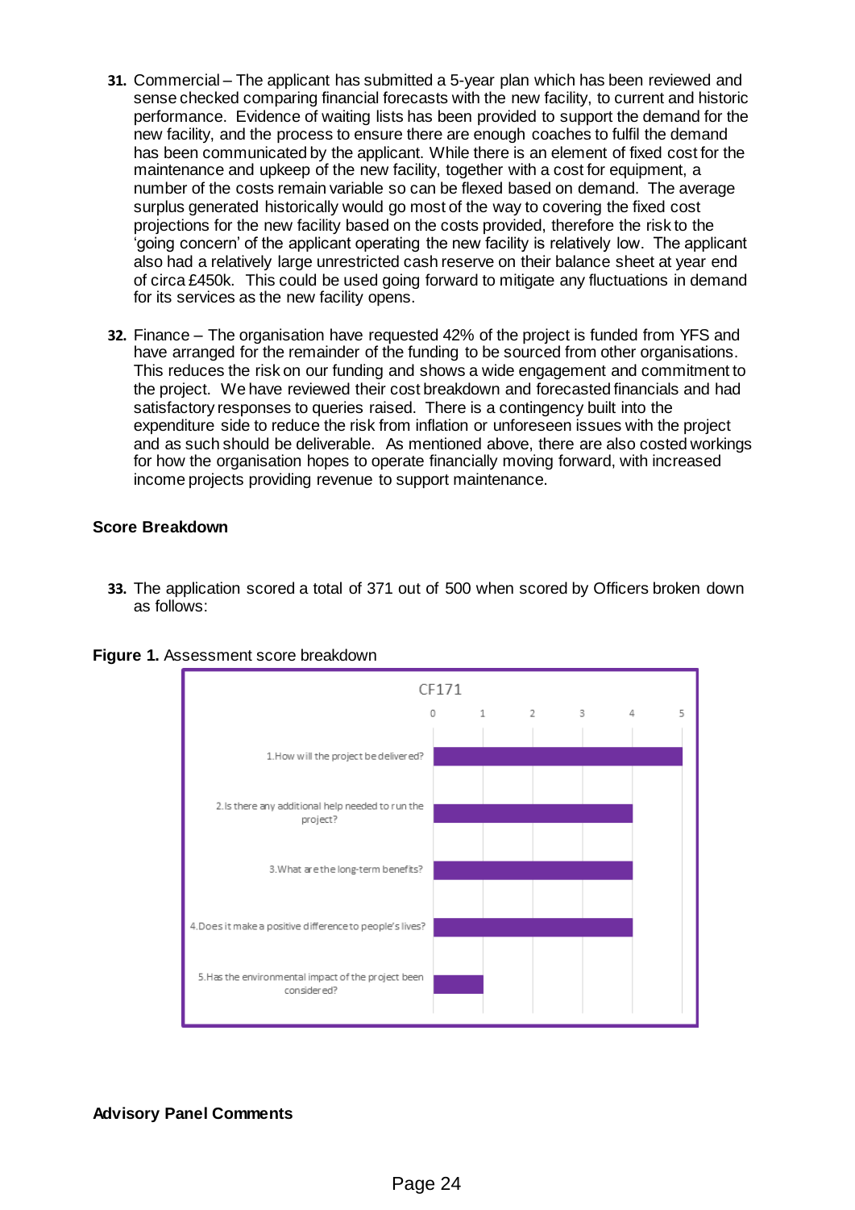31. Commercial – The applicant has submitted a 5-year plan which has been reviewed and sense checked comparing financial forecasts with the new facility, to current and historic performance. Evidence of waiting lists has been provided to support the demand for the new facility, and the process to ensure there are enough coaches to fulfil the demand has been communicated by the applicant. While there is an element of fixed cost for the maintenance and upkeep of the new facility, together with a cost for equipment, a number of the costs remain variable so can be flexed based on demand. The average surplus generated historically would go most of the way to covering the fixed cost projections for the new facility based on the costs provided, therefore the risk to the 'going concern' of the applicant operating the new facility is relatively low. The applicant also had a relatively large unrestricted cash reserve on their balance sheet at year end of circa £450k. This could be used going forward to mitigate any fluctuations in demand for its services as the new facility opens.

32. Finance – The organisation have requested 42% of the project is funded from YFS and have arranged for the remainder of the funding to be sourced from other organisations. This reduces the risk on our funding and shows a wide engagement and commitment to the project. We have reviewed their cost breakdown and forecasted financials and had satisfactory responses to queries raised. There is a contingency built into the expenditure side to reduce the risk from inflation or unforeseen issues with the project and as such should be deliverable. As mentioned above, there are also costed workings for how the organisation hopes to operate financially moving forward, with increased income projects providing revenue to support maintenance.

## Score Breakdown

33. The application scored a total of 371 out of 500 when scored by Officers broken down as follows:

**Figure 1.** Assessment score breakdown

CF171

| Question | Score (0–5) |
|---|---|
| 1.How will the project be delivered? | 5 |
| 2.Is there any additional help needed to run the project? | 4 |
| 3.What are the long-term benefits? | 4 |
| 4.Does it make a positive difference to people's lives? | 4 |
| 5.Has the environmental impact of the project been considered? | 1 |

## Advisory Panel Comments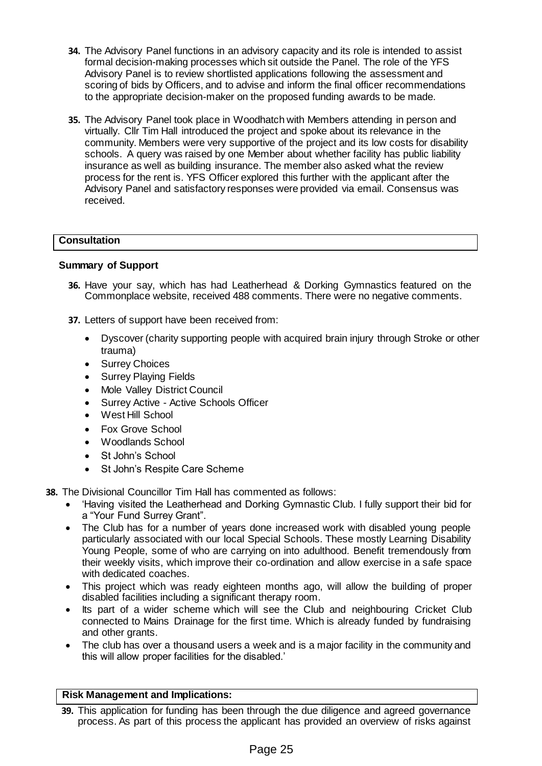**34.** The Advisory Panel functions in an advisory capacity and its role is intended to assist formal decision-making processes which sit outside the Panel. The role of the YFS Advisory Panel is to review shortlisted applications following the assessment and scoring of bids by Officers, and to advise and inform the final officer recommendations to the appropriate decision-maker on the proposed funding awards to be made.

**35.** The Advisory Panel took place in Woodhatch with Members attending in person and virtually. Cllr Tim Hall introduced the project and spoke about its relevance in the community. Members were very supportive of the project and its low costs for disability schools. A query was raised by one Member about whether facility has public liability insurance as well as building insurance. The member also asked what the review process for the rent is. YFS Officer explored this further with the applicant after the Advisory Panel and satisfactory responses were provided via email. Consensus was received.

## Consultation

### Summary of Support

**36.** Have your say, which has had Leatherhead & Dorking Gymnastics featured on the Commonplace website, received 488 comments. There were no negative comments.

**37.** Letters of support have been received from:

- Dyscover (charity supporting people with acquired brain injury through Stroke or other trauma)
- Surrey Choices
- Surrey Playing Fields
- Mole Valley District Council
- Surrey Active - Active Schools Officer
- West Hill School
- Fox Grove School
- Woodlands School
- St John's School
- St John's Respite Care Scheme

**38.** The Divisional Councillor Tim Hall has commented as follows:

- 'Having visited the Leatherhead and Dorking Gymnastic Club. I fully support their bid for a "Your Fund Surrey Grant".
- The Club has for a number of years done increased work with disabled young people particularly associated with our local Special Schools. These mostly Learning Disability Young People, some of who are carrying on into adulthood. Benefit tremendously from their weekly visits, which improve their co-ordination and allow exercise in a safe space with dedicated coaches.
- This project which was ready eighteen months ago, will allow the building of proper disabled facilities including a significant therapy room.
- Its part of a wider scheme which will see the Club and neighbouring Cricket Club connected to Mains Drainage for the first time. Which is already funded by fundraising and other grants.
- The club has over a thousand users a week and is a major facility in the community and this will allow proper facilities for the disabled.'

## Risk Management and Implications:

**39.** This application for funding has been through the due diligence and agreed governance process. As part of this process the applicant has provided an overview of risks against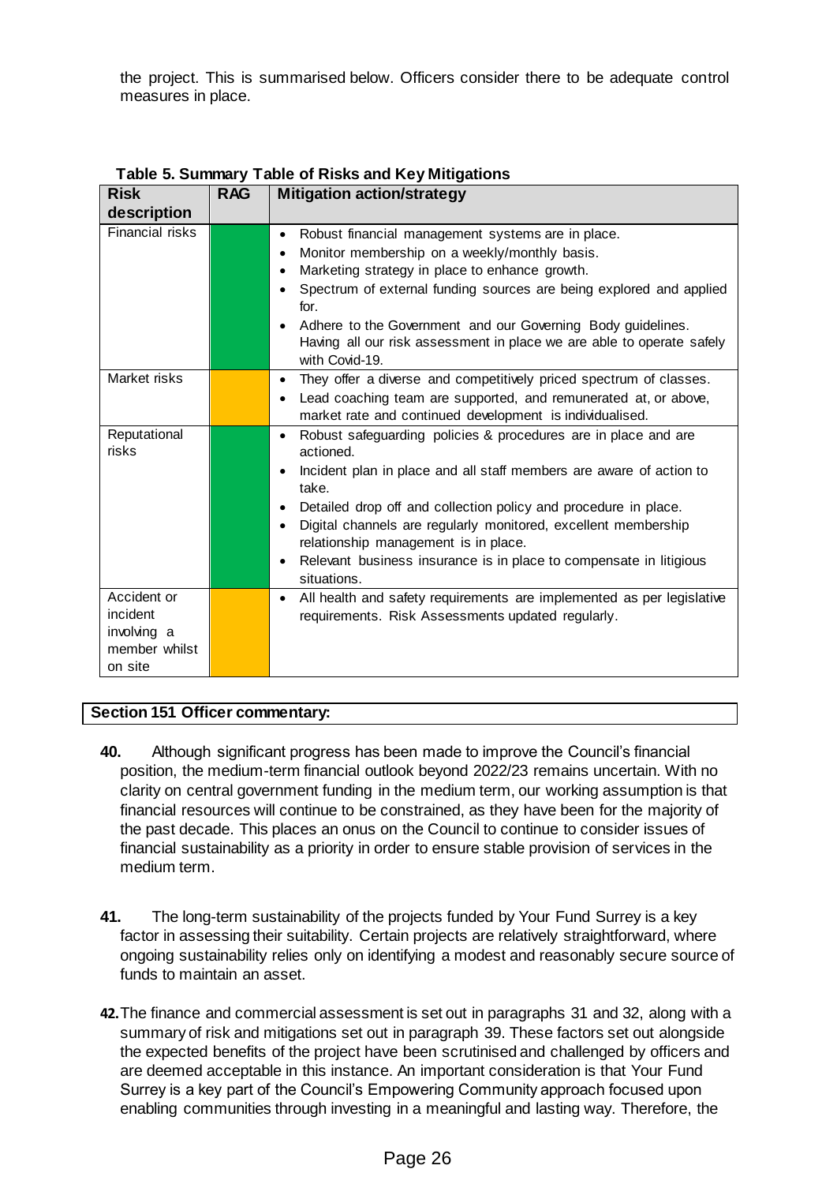the project. This is summarised below. Officers consider there to be adequate control measures in place.

**Table 5. Summary Table of Risks and Key Mitigations**

| Risk description | RAG | Mitigation action/strategy |
|---|---|---|
| Financial risks | Green | • Robust financial management systems are in place.<br>• Monitor membership on a weekly/monthly basis.<br>• Marketing strategy in place to enhance growth.<br>• Spectrum of external funding sources are being explored and applied for.<br>• Adhere to the Government and our Governing Body guidelines. Having all our risk assessment in place we are able to operate safely with Covid-19. |
| Market risks | Amber | • They offer a diverse and competitively priced spectrum of classes.<br>• Lead coaching team are supported, and remunerated at, or above, market rate and continued development is individualised. |
| Reputational risks | Green | • Robust safeguarding policies & procedures are in place and are actioned.<br>• Incident plan in place and all staff members are aware of action to take.<br>• Detailed drop off and collection policy and procedure in place.<br>• Digital channels are regularly monitored, excellent membership relationship management is in place.<br>• Relevant business insurance is in place to compensate in litigious situations. |
| Accident or incident involving a member whilst on site | Amber | • All health and safety requirements are implemented as per legislative requirements. Risk Assessments updated regularly. |

**Section 151 Officer commentary:**

**40.** Although significant progress has been made to improve the Council's financial position, the medium-term financial outlook beyond 2022/23 remains uncertain. With no clarity on central government funding in the medium term, our working assumption is that financial resources will continue to be constrained, as they have been for the majority of the past decade. This places an onus on the Council to continue to consider issues of financial sustainability as a priority in order to ensure stable provision of services in the medium term.

**41.** The long-term sustainability of the projects funded by Your Fund Surrey is a key factor in assessing their suitability. Certain projects are relatively straightforward, where ongoing sustainability relies only on identifying a modest and reasonably secure source of funds to maintain an asset.

**42.** The finance and commercial assessment is set out in paragraphs 31 and 32, along with a summary of risk and mitigations set out in paragraph 39. These factors set out alongside the expected benefits of the project have been scrutinised and challenged by officers and are deemed acceptable in this instance. An important consideration is that Your Fund Surrey is a key part of the Council's Empowering Community approach focused upon enabling communities through investing in a meaningful and lasting way. Therefore, the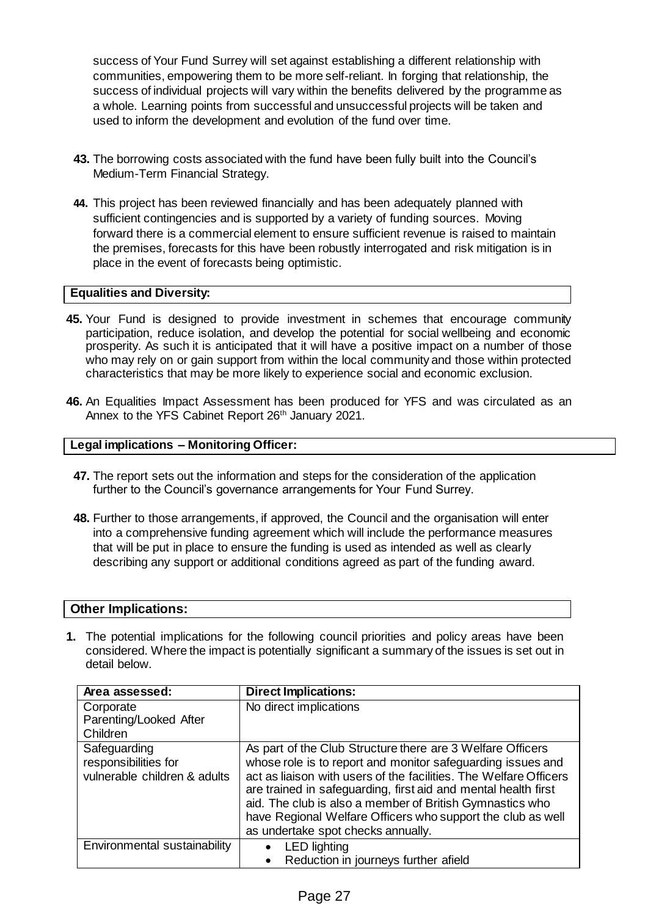success of Your Fund Surrey will set against establishing a different relationship with communities, empowering them to be more self-reliant. In forging that relationship, the success of individual projects will vary within the benefits delivered by the programme as a whole. Learning points from successful and unsuccessful projects will be taken and used to inform the development and evolution of the fund over time.

**43.** The borrowing costs associated with the fund have been fully built into the Council's Medium-Term Financial Strategy.

**44.** This project has been reviewed financially and has been adequately planned with sufficient contingencies and is supported by a variety of funding sources. Moving forward there is a commercial element to ensure sufficient revenue is raised to maintain the premises, forecasts for this have been robustly interrogated and risk mitigation is in place in the event of forecasts being optimistic.

**Equalities and Diversity:**

**45.** Your Fund is designed to provide investment in schemes that encourage community participation, reduce isolation, and develop the potential for social wellbeing and economic prosperity. As such it is anticipated that it will have a positive impact on a number of those who may rely on or gain support from within the local community and those within protected characteristics that may be more likely to experience social and economic exclusion.

**46.** An Equalities Impact Assessment has been produced for YFS and was circulated as an Annex to the YFS Cabinet Report 26th January 2021.

**Legal implications – Monitoring Officer:**

**47.** The report sets out the information and steps for the consideration of the application further to the Council's governance arrangements for Your Fund Surrey.

**48.** Further to those arrangements, if approved, the Council and the organisation will enter into a comprehensive funding agreement which will include the performance measures that will be put in place to ensure the funding is used as intended as well as clearly describing any support or additional conditions agreed as part of the funding award.

**Other Implications:**

**1.** The potential implications for the following council priorities and policy areas have been considered. Where the impact is potentially significant a summary of the issues is set out in detail below.

| Area assessed: | Direct Implications: |
|---|---|
| Corporate Parenting/Looked After Children | No direct implications |
| Safeguarding responsibilities for vulnerable children & adults | As part of the Club Structure there are 3 Welfare Officers whose role is to report and monitor safeguarding issues and act as liaison with users of the facilities. The Welfare Officers are trained in safeguarding, first aid and mental health first aid. The club is also a member of British Gymnastics who have Regional Welfare Officers who support the club as well as undertake spot checks annually. |
| Environmental sustainability | • LED lighting<br>• Reduction in journeys further afield |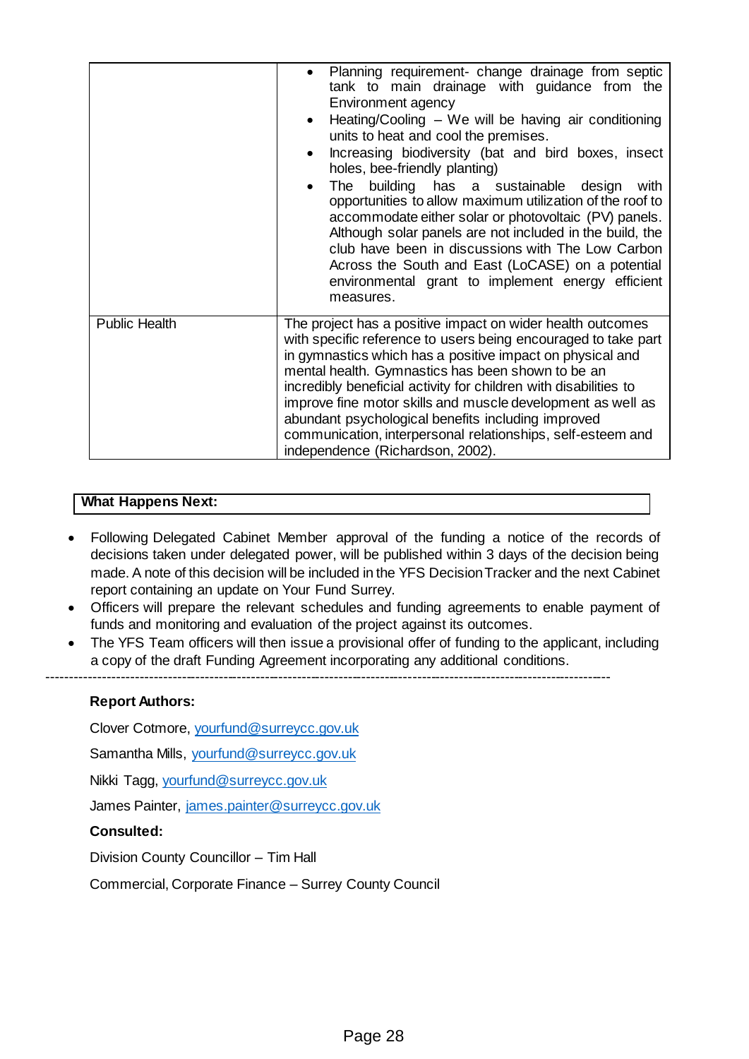| | |
|---|---|
| | <ul><li>Planning requirement- change drainage from septic tank to main drainage with guidance from the Environment agency</li><li>Heating/Cooling – We will be having air conditioning units to heat and cool the premises.</li><li>Increasing biodiversity (bat and bird boxes, insect holes, bee-friendly planting)</li><li>The building has a sustainable design with opportunities to allow maximum utilization of the roof to accommodate either solar or photovoltaic (PV) panels. Although solar panels are not included in the build, the club have been in discussions with The Low Carbon Across the South and East (LoCASE) on a potential environmental grant to implement energy efficient measures.</li></ul> |
| Public Health | The project has a positive impact on wider health outcomes with specific reference to users being encouraged to take part in gymnastics which has a positive impact on physical and mental health. Gymnastics has been shown to be an incredibly beneficial activity for children with disabilities to improve fine motor skills and muscle development as well as abundant psychological benefits including improved communication, interpersonal relationships, self-esteem and independence (Richardson, 2002). |

**What Happens Next:**

- Following Delegated Cabinet Member approval of the funding a notice of the records of decisions taken under delegated power, will be published within 3 days of the decision being made. A note of this decision will be included in the YFS Decision Tracker and the next Cabinet report containing an update on Your Fund Surrey.
- Officers will prepare the relevant schedules and funding agreements to enable payment of funds and monitoring and evaluation of the project against its outcomes.
- The YFS Team officers will then issue a provisional offer of funding to the applicant, including a copy of the draft Funding Agreement incorporating any additional conditions.

---

**Report Authors:**

Clover Cotmore, yourfund@surreycc.gov.uk

Samantha Mills, yourfund@surreycc.gov.uk

Nikki Tagg, yourfund@surreycc.gov.uk

James Painter, james.painter@surreycc.gov.uk

**Consulted:**

Division County Councillor – Tim Hall

Commercial, Corporate Finance – Surrey County Council